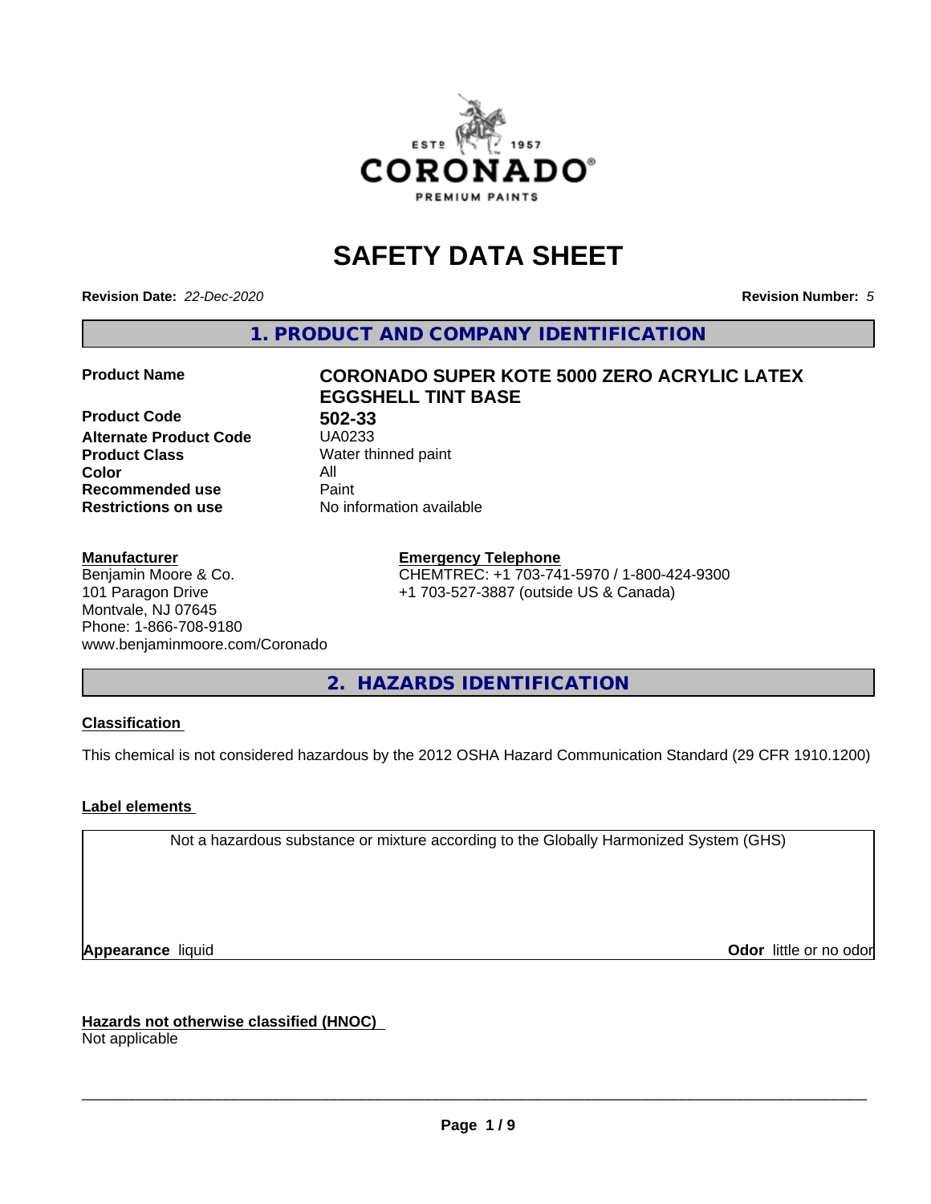# SAFETY DATA SHEET

**Revision Date:** *22-Dec-2020*

**Revision Number:** *5*

## 1. PRODUCT AND COMPANY IDENTIFICATION

| | |
|---|---|
| **Product Name** | **CORONADO SUPER KOTE 5000 ZERO ACRYLIC LATEX EGGSHELL TINT BASE** |
| **Product Code** | **502-33** |
| **Alternate Product Code** | UA0233 |
| **Product Class** | Water thinned paint |
| **Color** | All |
| **Recommended use** | Paint |
| **Restrictions on use** | No information available |

**Manufacturer**
Benjamin Moore & Co.
101 Paragon Drive
Montvale, NJ 07645
Phone: 1-866-708-9180
www.benjaminmoore.com/Coronado

**Emergency Telephone**
CHEMTREC: +1 703-741-5970 / 1-800-424-9300
+1 703-527-3887 (outside US & Canada)

## 2. HAZARDS IDENTIFICATION

**Classification**

This chemical is not considered hazardous by the 2012 OSHA Hazard Communication Standard (29 CFR 1910.1200)

**Label elements**

Not a hazardous substance or mixture according to the Globally Harmonized System (GHS)

**Appearance** liquid

**Odor** little or no odor

**Hazards not otherwise classified (HNOC)**
Not applicable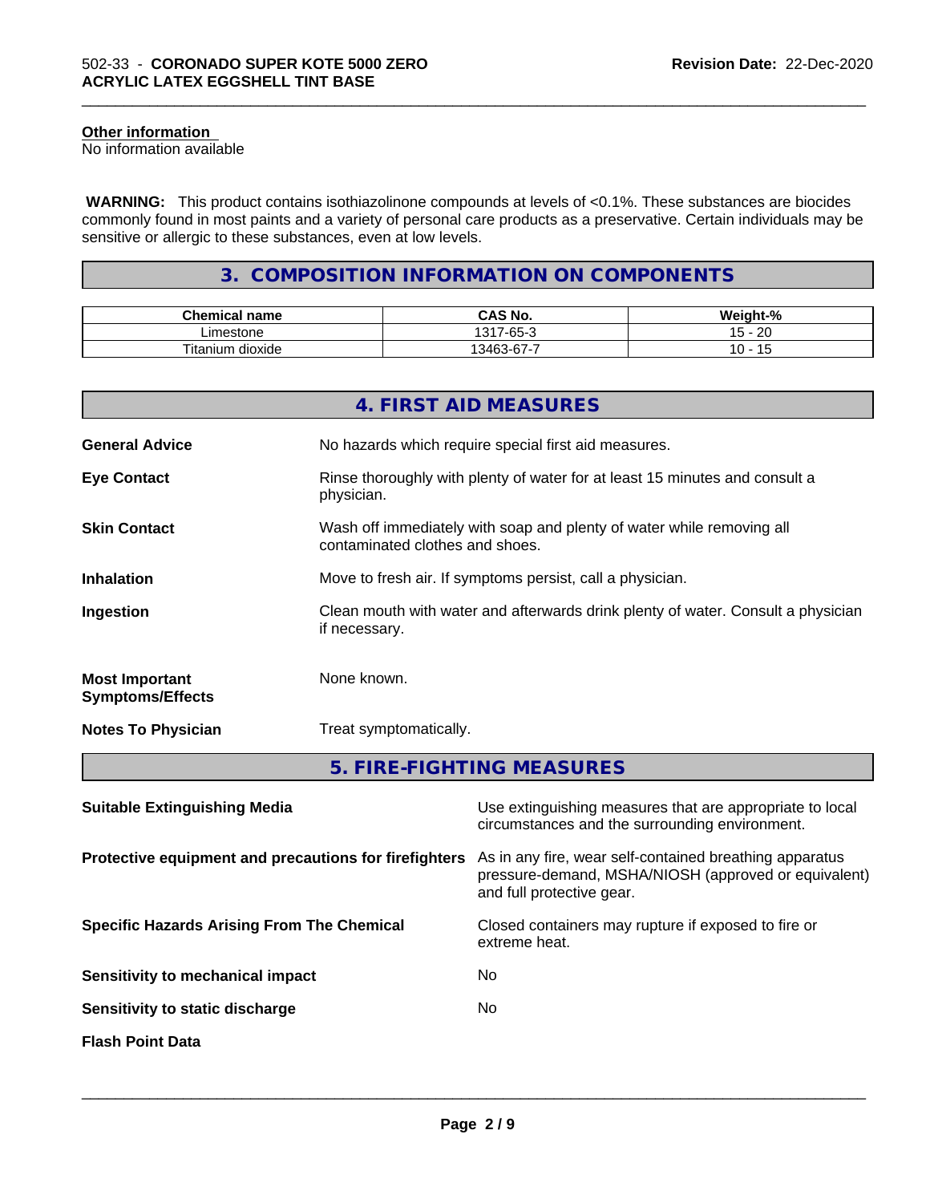**Other information**
No information available

**WARNING:** This product contains isothiazolinone compounds at levels of <0.1%. These substances are biocides commonly found in most paints and a variety of personal care products as a preservative. Certain individuals may be sensitive or allergic to these substances, even at low levels.

## 3. COMPOSITION INFORMATION ON COMPONENTS

| Chemical name | CAS No. | Weight-% |
|---|---|---|
| Limestone | 1317-65-3 | 15 - 20 |
| Titanium dioxide | 13463-67-7 | 10 - 15 |

## 4. FIRST AID MEASURES

**General Advice** No hazards which require special first aid measures.

**Eye Contact** Rinse thoroughly with plenty of water for at least 15 minutes and consult a physician.

**Skin Contact** Wash off immediately with soap and plenty of water while removing all contaminated clothes and shoes.

**Inhalation** Move to fresh air. If symptoms persist, call a physician.

**Ingestion** Clean mouth with water and afterwards drink plenty of water. Consult a physician if necessary.

**Most Important Symptoms/Effects** None known.

**Notes To Physician** Treat symptomatically.

## 5. FIRE-FIGHTING MEASURES

**Suitable Extinguishing Media** Use extinguishing measures that are appropriate to local circumstances and the surrounding environment.

**Protective equipment and precautions for firefighters** As in any fire, wear self-contained breathing apparatus pressure-demand, MSHA/NIOSH (approved or equivalent) and full protective gear.

**Specific Hazards Arising From The Chemical** Closed containers may rupture if exposed to fire or extreme heat.

**Sensitivity to mechanical impact** No

**Sensitivity to static discharge** No

**Flash Point Data**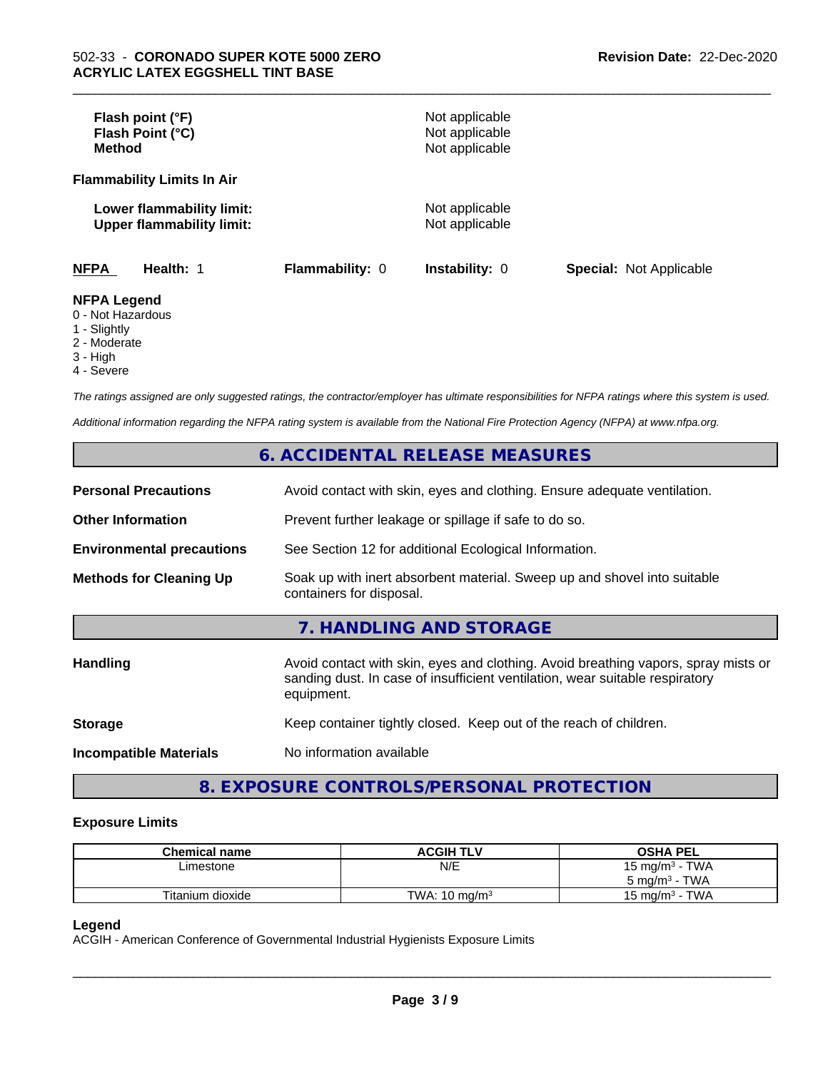**Flash point (°F)** Not applicable
**Flash Point (°C)** Not applicable
**Method** Not applicable

**Flammability Limits In Air**

**Lower flammability limit:** Not applicable
**Upper flammability limit:** Not applicable

| **NFPA** | **Health:** 1 | **Flammability:** 0 | **Instability:** 0 | **Special:** Not Applicable |
|---|---|---|---|---|

**NFPA Legend**
- 0 - Not Hazardous
- 1 - Slightly
- 2 - Moderate
- 3 - High
- 4 - Severe

*The ratings assigned are only suggested ratings, the contractor/employer has ultimate responsibilities for NFPA ratings where this system is used.*

*Additional information regarding the NFPA rating system is available from the National Fire Protection Agency (NFPA) at www.nfpa.org.*

## 6. ACCIDENTAL RELEASE MEASURES

**Personal Precautions** Avoid contact with skin, eyes and clothing. Ensure adequate ventilation.

**Other Information** Prevent further leakage or spillage if safe to do so.

**Environmental precautions** See Section 12 for additional Ecological Information.

**Methods for Cleaning Up** Soak up with inert absorbent material. Sweep up and shovel into suitable containers for disposal.

## 7. HANDLING AND STORAGE

**Handling** Avoid contact with skin, eyes and clothing. Avoid breathing vapors, spray mists or sanding dust. In case of insufficient ventilation, wear suitable respiratory equipment.

**Storage** Keep container tightly closed. Keep out of the reach of children.

**Incompatible Materials** No information available

## 8. EXPOSURE CONTROLS/PERSONAL PROTECTION

### Exposure Limits

| Chemical name | ACGIH TLV | OSHA PEL |
|---|---|---|
| Limestone | N/E | 15 mg/m³ - TWA<br>5 mg/m³ - TWA |
| Titanium dioxide | TWA: 10 mg/m³ | 15 mg/m³ - TWA |

**Legend**
ACGIH - American Conference of Governmental Industrial Hygienists Exposure Limits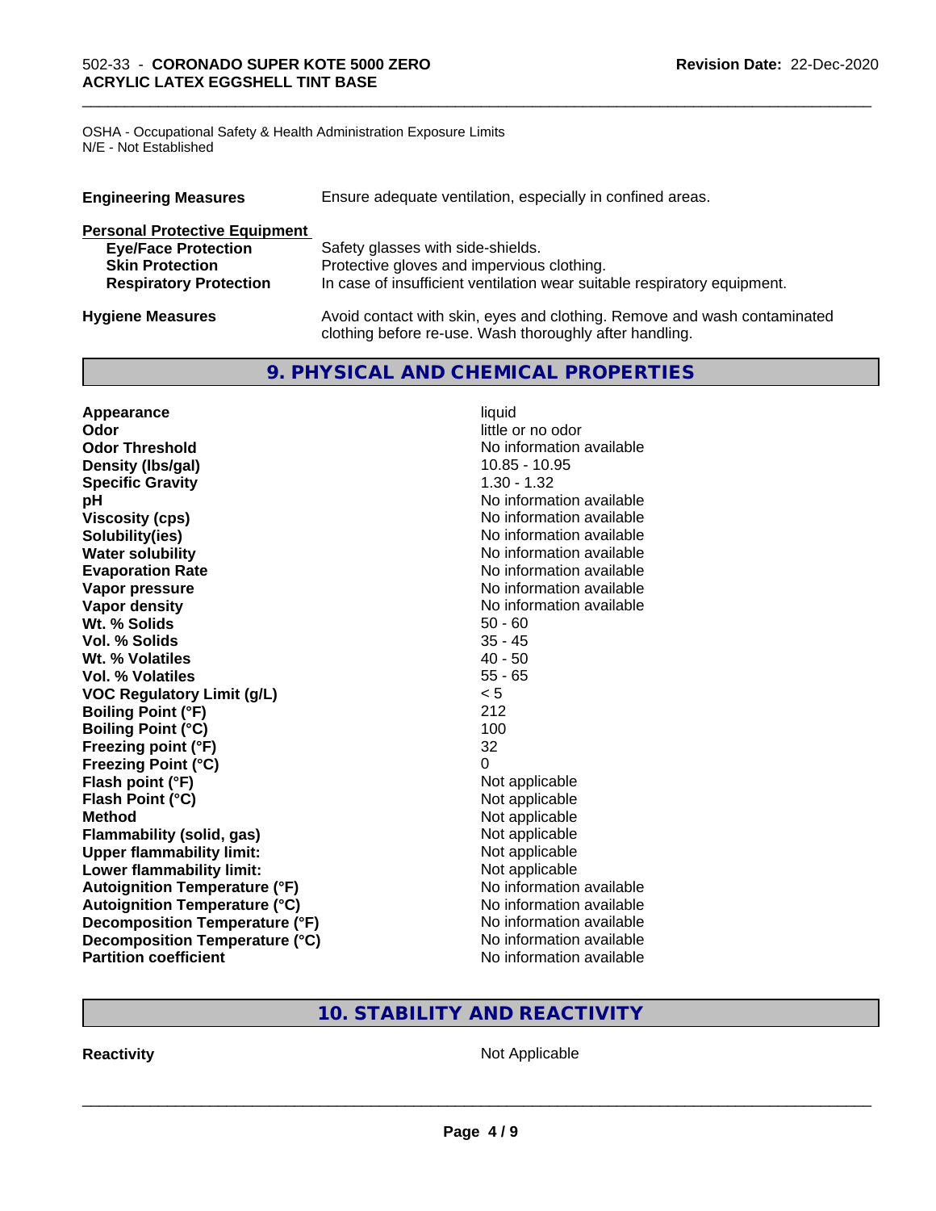OSHA - Occupational Safety & Health Administration Exposure Limits
N/E - Not Established

| | |
|---|---|
| **Engineering Measures** | Ensure adequate ventilation, especially in confined areas. |
| **Personal Protective Equipment** | |
| **Eye/Face Protection** | Safety glasses with side-shields. |
| **Skin Protection** | Protective gloves and impervious clothing. |
| **Respiratory Protection** | In case of insufficient ventilation wear suitable respiratory equipment. |
| **Hygiene Measures** | Avoid contact with skin, eyes and clothing. Remove and wash contaminated clothing before re-use. Wash thoroughly after handling. |

## 9. PHYSICAL AND CHEMICAL PROPERTIES

| | |
|---|---|
| **Appearance** | liquid |
| **Odor** | little or no odor |
| **Odor Threshold** | No information available |
| **Density (lbs/gal)** | 10.85 - 10.95 |
| **Specific Gravity** | 1.30 - 1.32 |
| **pH** | No information available |
| **Viscosity (cps)** | No information available |
| **Solubility(ies)** | No information available |
| **Water solubility** | No information available |
| **Evaporation Rate** | No information available |
| **Vapor pressure** | No information available |
| **Vapor density** | No information available |
| **Wt. % Solids** | 50 - 60 |
| **Vol. % Solids** | 35 - 45 |
| **Wt. % Volatiles** | 40 - 50 |
| **Vol. % Volatiles** | 55 - 65 |
| **VOC Regulatory Limit (g/L)** | < 5 |
| **Boiling Point (°F)** | 212 |
| **Boiling Point (°C)** | 100 |
| **Freezing point (°F)** | 32 |
| **Freezing Point (°C)** | 0 |
| **Flash point (°F)** | Not applicable |
| **Flash Point (°C)** | Not applicable |
| **Method** | Not applicable |
| **Flammability (solid, gas)** | Not applicable |
| **Upper flammability limit:** | Not applicable |
| **Lower flammability limit:** | Not applicable |
| **Autoignition Temperature (°F)** | No information available |
| **Autoignition Temperature (°C)** | No information available |
| **Decomposition Temperature (°F)** | No information available |
| **Decomposition Temperature (°C)** | No information available |
| **Partition coefficient** | No information available |

## 10. STABILITY AND REACTIVITY

| | |
|---|---|
| **Reactivity** | Not Applicable |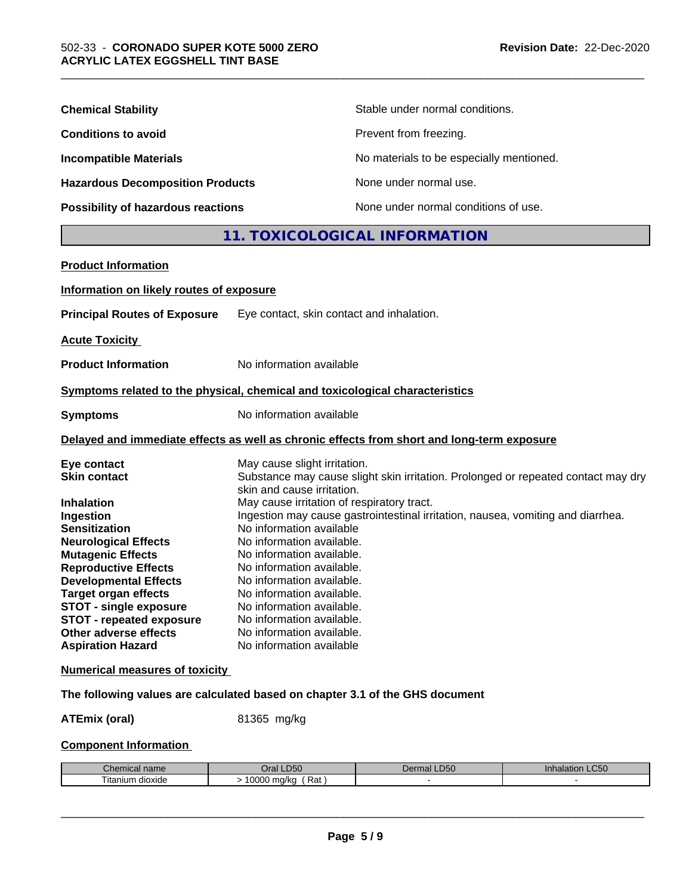**Chemical Stability** Stable under normal conditions.

**Conditions to avoid** Prevent from freezing.

**Incompatible Materials** No materials to be especially mentioned.

**Hazardous Decomposition Products** None under normal use.

**Possibility of hazardous reactions** None under normal conditions of use.

## 11. TOXICOLOGICAL INFORMATION

**Product Information**

**Information on likely routes of exposure**

**Principal Routes of Exposure** Eye contact, skin contact and inhalation.

**Acute Toxicity**

**Product Information** No information available

**Symptoms related to the physical, chemical and toxicological characteristics**

**Symptoms** No information available

**Delayed and immediate effects as well as chronic effects from short and long-term exposure**

**Eye contact** May cause slight irritation.
**Skin contact** Substance may cause slight skin irritation. Prolonged or repeated contact may dry skin and cause irritation.
**Inhalation** May cause irritation of respiratory tract.
**Ingestion** Ingestion may cause gastrointestinal irritation, nausea, vomiting and diarrhea.
**Sensitization** No information available
**Neurological Effects** No information available.
**Mutagenic Effects** No information available.
**Reproductive Effects** No information available.
**Developmental Effects** No information available.
**Target organ effects** No information available.
**STOT - single exposure** No information available.
**STOT - repeated exposure** No information available.
**Other adverse effects** No information available.
**Aspiration Hazard** No information available

**Numerical measures of toxicity**

**The following values are calculated based on chapter 3.1 of the GHS document**

**ATEmix (oral)** 81365 mg/kg

**Component Information**

| Chemical name | Oral LD50 | Dermal LD50 | Inhalation LC50 |
|---|---|---|---|
| Titanium dioxide | > 10000 mg/kg ( Rat ) | - | - |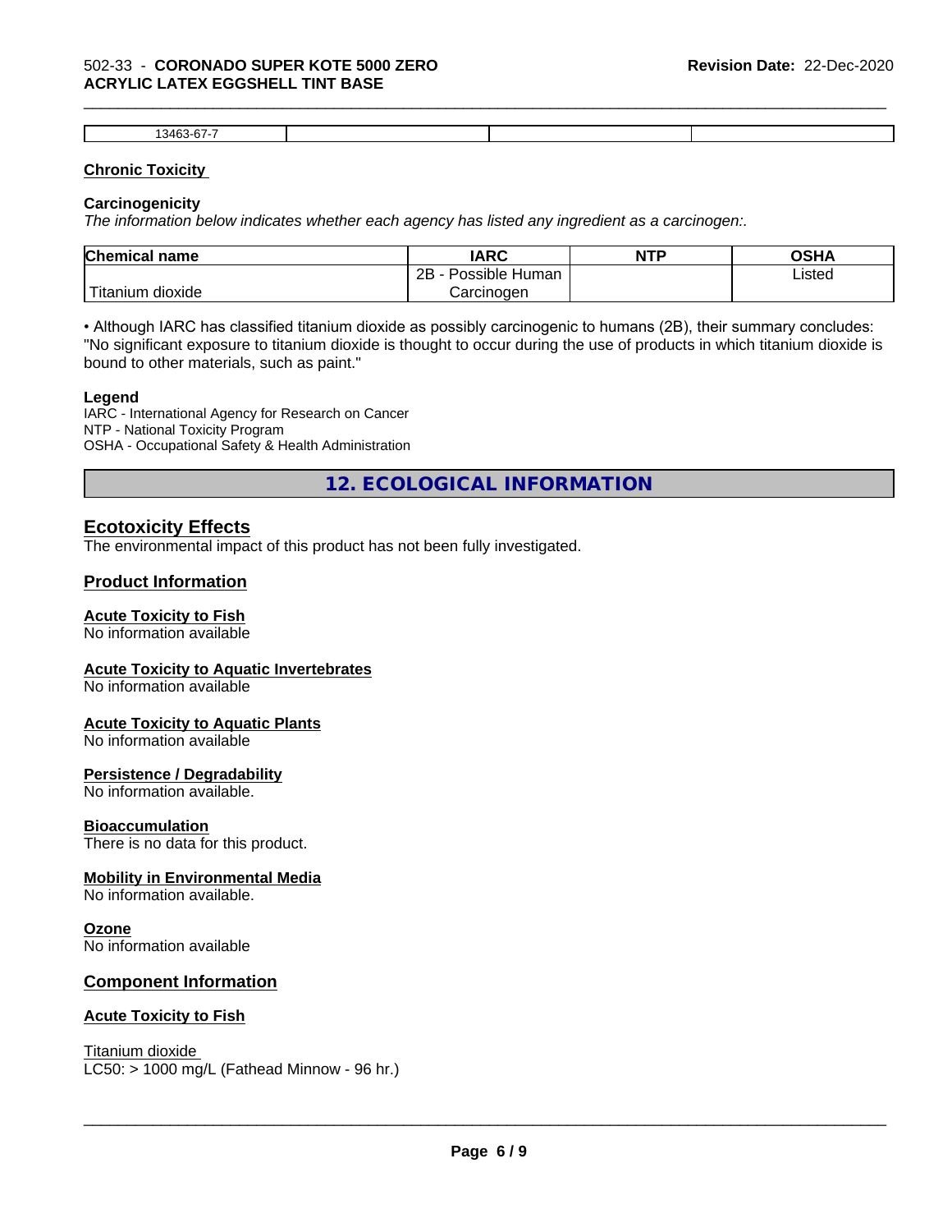| 13463-67-7 | | | |
|---|---|---|---|

### Chronic Toxicity

**Carcinogenicity**

*The information below indicates whether each agency has listed any ingredient as a carcinogen:.*

| Chemical name | IARC | NTP | OSHA |
|---|---|---|---|
| Titanium dioxide | 2B - Possible Human Carcinogen | | Listed |

• Although IARC has classified titanium dioxide as possibly carcinogenic to humans (2B), their summary concludes: "No significant exposure to titanium dioxide is thought to occur during the use of products in which titanium dioxide is bound to other materials, such as paint."

**Legend**

IARC - International Agency for Research on Cancer
NTP - National Toxicity Program
OSHA - Occupational Safety & Health Administration

## 12. ECOLOGICAL INFORMATION

### Ecotoxicity Effects

The environmental impact of this product has not been fully investigated.

### Product Information

**Acute Toxicity to Fish**
No information available

**Acute Toxicity to Aquatic Invertebrates**
No information available

**Acute Toxicity to Aquatic Plants**
No information available

**Persistence / Degradability**
No information available.

**Bioaccumulation**
There is no data for this product.

**Mobility in Environmental Media**
No information available.

**Ozone**
No information available

### Component Information

**Acute Toxicity to Fish**

Titanium dioxide
LC50: > 1000 mg/L (Fathead Minnow - 96 hr.)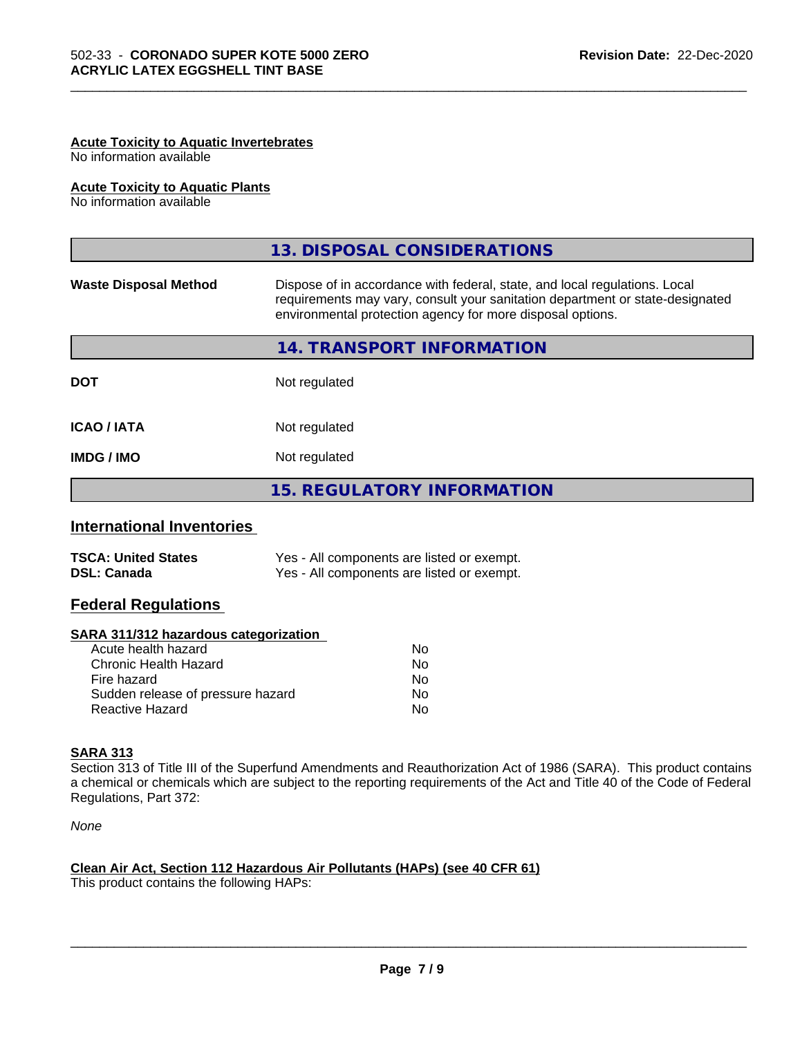**Acute Toxicity to Aquatic Invertebrates**
No information available

**Acute Toxicity to Aquatic Plants**
No information available

## 13. DISPOSAL CONSIDERATIONS

**Waste Disposal Method** Dispose of in accordance with federal, state, and local regulations. Local requirements may vary, consult your sanitation department or state-designated environmental protection agency for more disposal options.

## 14. TRANSPORT INFORMATION

| | |
|---|---|
| **DOT** | Not regulated |
| **ICAO / IATA** | Not regulated |
| **IMDG / IMO** | Not regulated |

## 15. REGULATORY INFORMATION

### International Inventories

| | |
|---|---|
| **TSCA: United States** | Yes - All components are listed or exempt. |
| **DSL: Canada** | Yes - All components are listed or exempt. |

### Federal Regulations

**SARA 311/312 hazardous categorization**

| | |
|---|---|
| Acute health hazard | No |
| Chronic Health Hazard | No |
| Fire hazard | No |
| Sudden release of pressure hazard | No |
| Reactive Hazard | No |

**SARA 313**
Section 313 of Title III of the Superfund Amendments and Reauthorization Act of 1986 (SARA). This product contains a chemical or chemicals which are subject to the reporting requirements of the Act and Title 40 of the Code of Federal Regulations, Part 372:

*None*

**Clean Air Act, Section 112 Hazardous Air Pollutants (HAPs) (see 40 CFR 61)**
This product contains the following HAPs: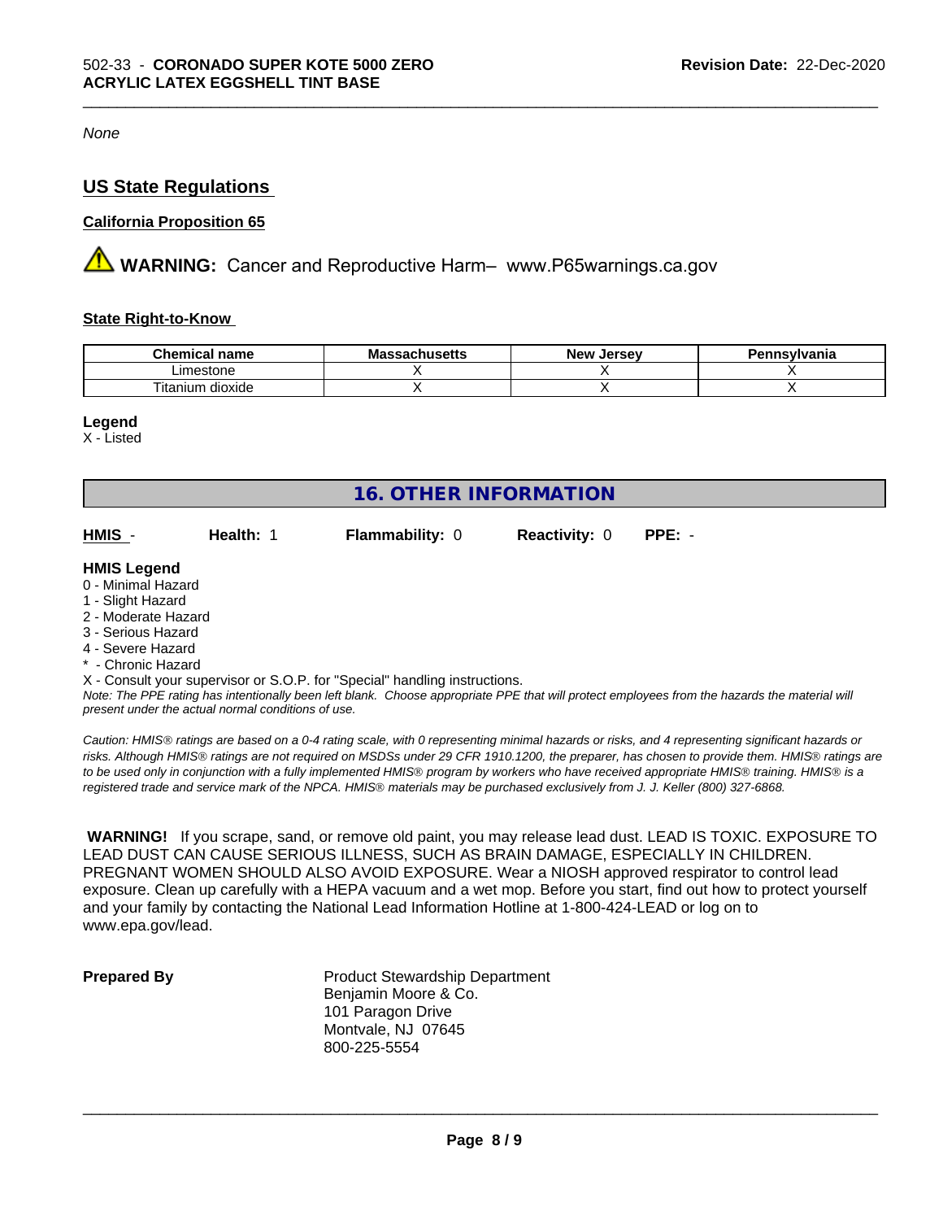*None*

## US State Regulations

### California Proposition 65

⚠ **WARNING:** Cancer and Reproductive Harm– www.P65warnings.ca.gov

### State Right-to-Know

| Chemical name | Massachusetts | New Jersey | Pennsylvania |
|---|---|---|---|
| Limestone | X | X | X |
| Titanium dioxide | X | X | X |

**Legend**
X - Listed

## 16. OTHER INFORMATION

| HMIS - | Health: 1 | Flammability: 0 | Reactivity: 0 | PPE: - |
|---|---|---|---|---|

**HMIS Legend**
0 - Minimal Hazard
1 - Slight Hazard
2 - Moderate Hazard
3 - Serious Hazard
4 - Severe Hazard
* - Chronic Hazard
X - Consult your supervisor or S.O.P. for "Special" handling instructions.
*Note: The PPE rating has intentionally been left blank. Choose appropriate PPE that will protect employees from the hazards the material will present under the actual normal conditions of use.*

*Caution: HMIS® ratings are based on a 0-4 rating scale, with 0 representing minimal hazards or risks, and 4 representing significant hazards or risks. Although HMIS® ratings are not required on MSDSs under 29 CFR 1910.1200, the preparer, has chosen to provide them. HMIS® ratings are to be used only in conjunction with a fully implemented HMIS® program by workers who have received appropriate HMIS® training. HMIS® is a registered trade and service mark of the NPCA. HMIS® materials may be purchased exclusively from J. J. Keller (800) 327-6868.*

**WARNING!** If you scrape, sand, or remove old paint, you may release lead dust. LEAD IS TOXIC. EXPOSURE TO LEAD DUST CAN CAUSE SERIOUS ILLNESS, SUCH AS BRAIN DAMAGE, ESPECIALLY IN CHILDREN. PREGNANT WOMEN SHOULD ALSO AVOID EXPOSURE. Wear a NIOSH approved respirator to control lead exposure. Clean up carefully with a HEPA vacuum and a wet mop. Before you start, find out how to protect yourself and your family by contacting the National Lead Information Hotline at 1-800-424-LEAD or log on to www.epa.gov/lead.

**Prepared By**
Product Stewardship Department
Benjamin Moore & Co.
101 Paragon Drive
Montvale, NJ 07645
800-225-5554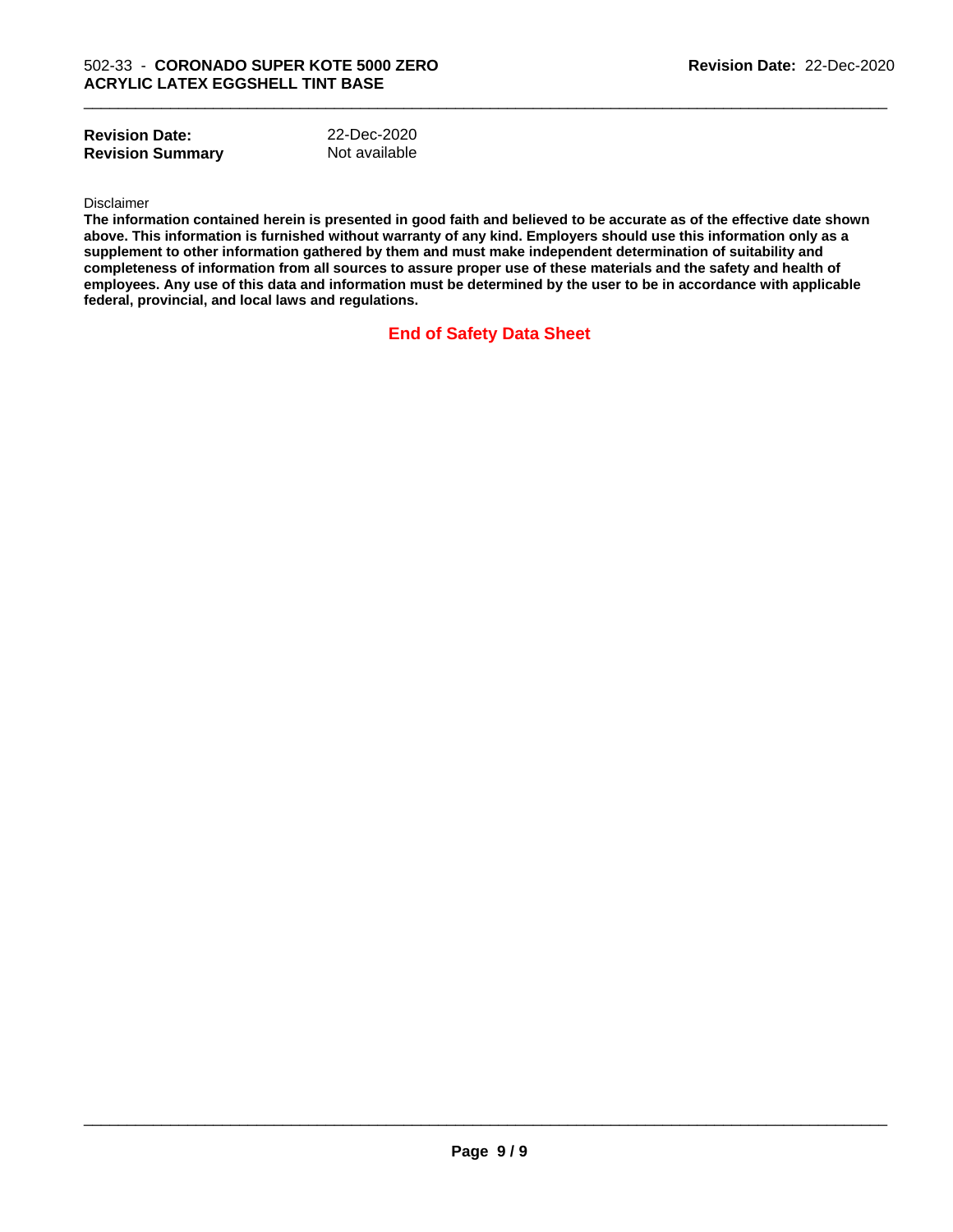| | |
|---|---|
| **Revision Date:** | 22-Dec-2020 |
| **Revision Summary** | Not available |

Disclaimer

**The information contained herein is presented in good faith and believed to be accurate as of the effective date shown above. This information is furnished without warranty of any kind. Employers should use this information only as a supplement to other information gathered by them and must make independent determination of suitability and completeness of information from all sources to assure proper use of these materials and the safety and health of employees. Any use of this data and information must be determined by the user to be in accordance with applicable federal, provincial, and local laws and regulations.**

**End of Safety Data Sheet**